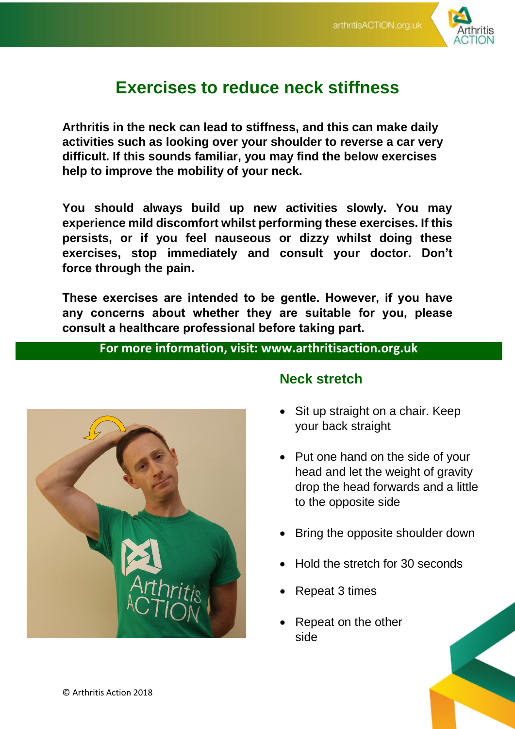# Exercises to reduce neck stiffness

**Arthritis in the neck can lead to stiffness, and this can make daily activities such as looking over your shoulder to reverse a car very difficult. If this sounds familiar, you may find the below exercises help to improve the mobility of your neck.**

**You should always build up new activities slowly. You may experience mild discomfort whilst performing these exercises. If this persists, or if you feel nauseous or dizzy whilst doing these exercises, stop immediately and consult your doctor. Don't force through the pain.**

**These exercises are intended to be gentle. However, if you have any concerns about whether they are suitable for you, please consult a healthcare professional before taking part.**

**For more information, visit: www.arthritisaction.org.uk**

## Neck stretch

- Sit up straight on a chair. Keep your back straight
- Put one hand on the side of your head and let the weight of gravity drop the head forwards and a little to the opposite side
- Bring the opposite shoulder down
- Hold the stretch for 30 seconds
- Repeat 3 times
- Repeat on the other side

© Arthritis Action 2018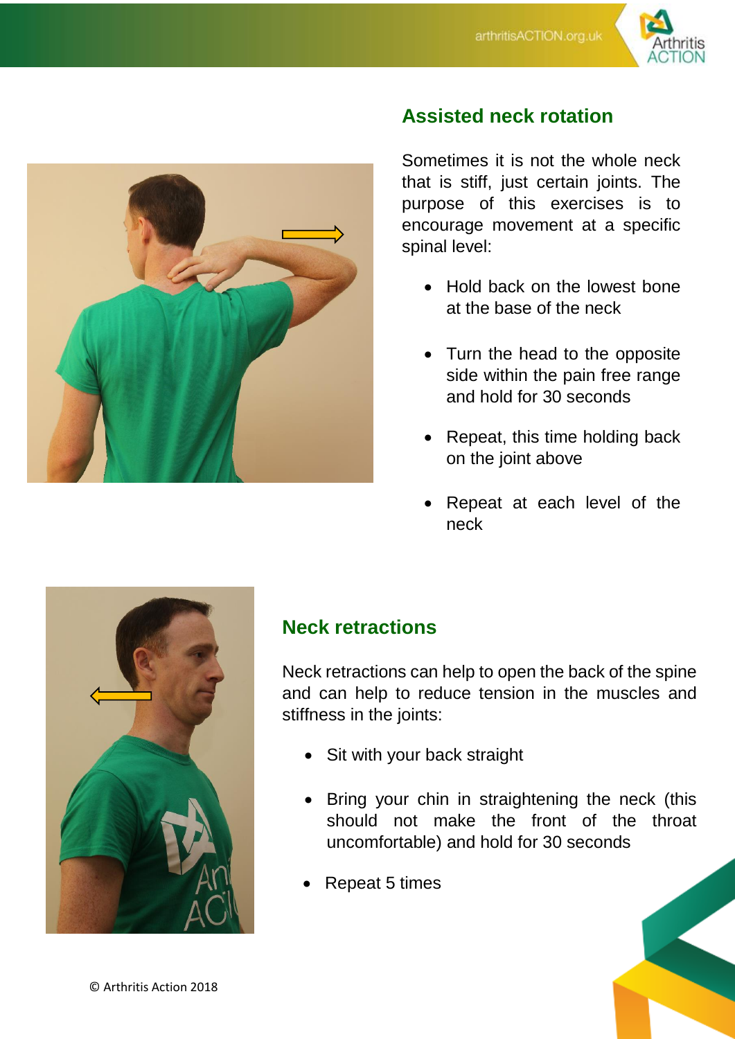## Assisted neck rotation

Sometimes it is not the whole neck that is stiff, just certain joints. The purpose of this exercises is to encourage movement at a specific spinal level:

- Hold back on the lowest bone at the base of the neck
- Turn the head to the opposite side within the pain free range and hold for 30 seconds
- Repeat, this time holding back on the joint above
- Repeat at each level of the neck

## Neck retractions

Neck retractions can help to open the back of the spine and can help to reduce tension in the muscles and stiffness in the joints:

- Sit with your back straight
- Bring your chin in straightening the neck (this should not make the front of the throat uncomfortable) and hold for 30 seconds
- Repeat 5 times

© Arthritis Action 2018